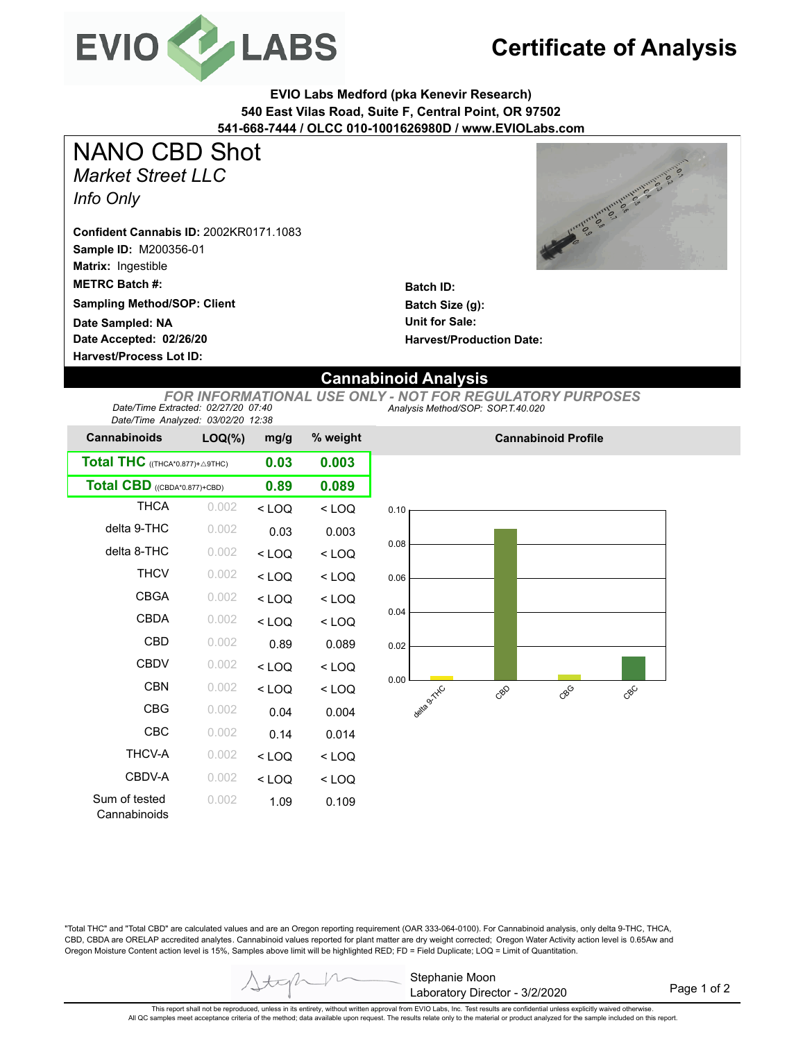# Certificate of Analysis

**EVIO Labs Medford (pka Kenevir Research)**
**540 East Vilas Road, Suite F, Central Point, OR 97502**
**541-668-7444 / OLCC 010-1001626980D / www.EVIOLabs.com**

# NANO CBD Shot

*Market Street LLC*

*Info Only*

**Confident Cannabis ID:** 2002KR0171.1083
**Sample ID:** M200356-01
**Matrix:** Ingestible
**METRC Batch #:**
**Sampling Method/SOP: Client**
**Date Sampled: NA**
**Date Accepted: 02/26/20**
**Harvest/Process Lot ID:**

**Batch ID:**
**Batch Size (g):**
**Unit for Sale:**
**Harvest/Production Date:**

## Cannabinoid Analysis

*FOR INFORMATIONAL USE ONLY - NOT FOR REGULATORY PURPOSES*

*Date/Time Extracted: 02/27/20 07:40*
*Date/Time Analyzed: 03/02/20 12:38*
*Analysis Method/SOP: SOP.T.40.020*

| Cannabinoids | LOQ(%) | mg/g | % weight |
|---|---|---|---|
| **Total THC** ((THCA*0.877)+△9THC) | | **0.03** | **0.003** |
| **Total CBD** ((CBDA*0.877)+CBD) | | **0.89** | **0.089** |
| THCA | 0.002 | < LOQ | < LOQ |
| delta 9-THC | 0.002 | 0.03 | 0.003 |
| delta 8-THC | 0.002 | < LOQ | < LOQ |
| THCV | 0.002 | < LOQ | < LOQ |
| CBGA | 0.002 | < LOQ | < LOQ |
| CBDA | 0.002 | < LOQ | < LOQ |
| CBD | 0.002 | 0.89 | 0.089 |
| CBDV | 0.002 | < LOQ | < LOQ |
| CBN | 0.002 | < LOQ | < LOQ |
| CBG | 0.002 | 0.04 | 0.004 |
| CBC | 0.002 | 0.14 | 0.014 |
| THCV-A | 0.002 | < LOQ | < LOQ |
| CBDV-A | 0.002 | < LOQ | < LOQ |
| Sum of tested Cannabinoids | 0.002 | 1.09 | 0.109 |

**Cannabinoid Profile**

"Total THC" and "Total CBD" are calculated values and are an Oregon reporting requirement (OAR 333-064-0100). For Cannabinoid analysis, only delta 9-THC, THCA, CBD, CBDA are ORELAP accredited analytes. Cannabinoid values reported for plant matter are dry weight corrected; Oregon Water Activity action level is 0.65Aw and Oregon Moisture Content action level is 15%, Samples above limit will be highlighted RED; FD = Field Duplicate; LOQ = Limit of Quantitation.

Stephanie Moon
Laboratory Director - 3/2/2020

This report shall not be reproduced, unless in its entirety, without written approval from EVIO Labs, Inc. Test results are confidential unless explicitly waived otherwise.
All QC samples meet acceptance criteria of the method; data available upon request. The results relate only to the material or product analyzed for the sample included on this report.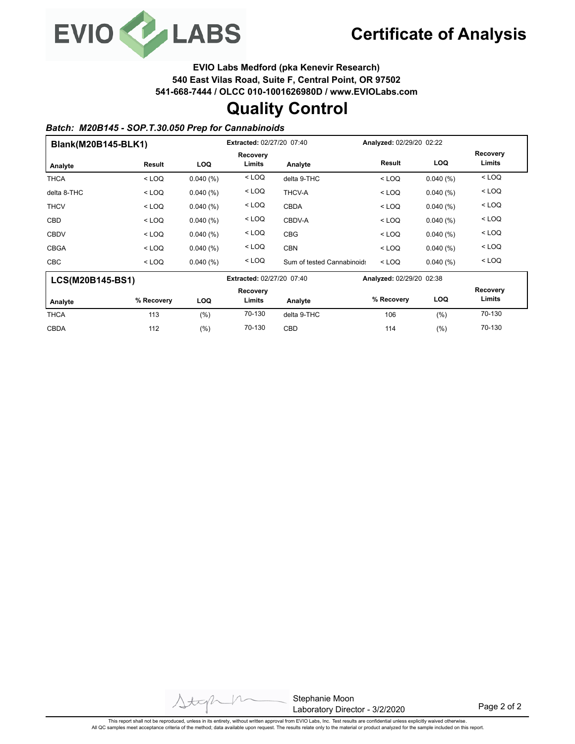# Certificate of Analysis

**EVIO Labs Medford (pka Kenevir Research)**
**540 East Vilas Road, Suite F, Central Point, OR 97502**
**541-668-7444 / OLCC 010-1001626980D / www.EVIOLabs.com**

# Quality Control

***Batch: M20B145 - SOP.T.30.050 Prep for Cannabinoids***

**Blank(M20B145-BLK1)** — **Extracted:** 02/27/20 07:40 — **Analyzed:** 02/29/20 02:22

| Analyte | Result | LOQ | Recovery Limits | Analyte | Result | LOQ | Recovery Limits |
|---|---|---|---|---|---|---|---|
| THCA | < LOQ | 0.040 (%) | < LOQ | delta 9-THC | < LOQ | 0.040 (%) | < LOQ |
| delta 8-THC | < LOQ | 0.040 (%) | < LOQ | THCV-A | < LOQ | 0.040 (%) | < LOQ |
| THCV | < LOQ | 0.040 (%) | < LOQ | CBDA | < LOQ | 0.040 (%) | < LOQ |
| CBD | < LOQ | 0.040 (%) | < LOQ | CBDV-A | < LOQ | 0.040 (%) | < LOQ |
| CBDV | < LOQ | 0.040 (%) | < LOQ | CBG | < LOQ | 0.040 (%) | < LOQ |
| CBGA | < LOQ | 0.040 (%) | < LOQ | CBN | < LOQ | 0.040 (%) | < LOQ |
| CBC | < LOQ | 0.040 (%) | < LOQ | Sum of tested Cannabinoids | < LOQ | 0.040 (%) | < LOQ |

**LCS(M20B145-BS1)** — **Extracted:** 02/27/20 07:40 — **Analyzed:** 02/29/20 02:38

| Analyte | % Recovery | LOQ | Recovery Limits | Analyte | % Recovery | LOQ | Recovery Limits |
|---|---|---|---|---|---|---|---|
| THCA | 113 | (%) | 70-130 | delta 9-THC | 106 | (%) | 70-130 |
| CBDA | 112 | (%) | 70-130 | CBD | 114 | (%) | 70-130 |

Stephanie Moon
Laboratory Director - 3/2/2020

This report shall not be reproduced, unless in its entirety, without written approval from EVIO Labs, Inc. Test results are confidential unless explicitly waived otherwise.
All QC samples meet acceptance criteria of the method; data available upon request. The results relate only to the material or product analyzed for the sample included on this report.